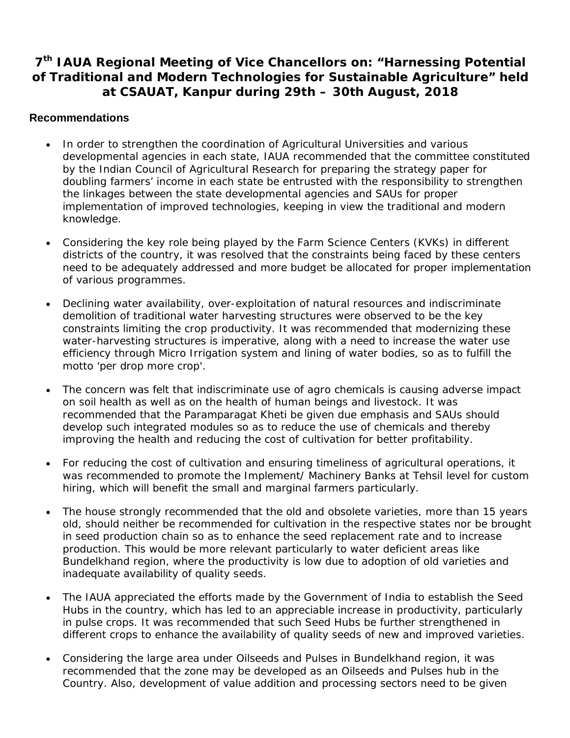# 7th IAUA Regional Meeting of Vice Chancellors on: "Harnessing Potential of Traditional and Modern Technologies for Sustainable Agriculture" held at CSAUAT, Kanpur during 29th – 30th August, 2018

## Recommendations

- In order to strengthen the coordination of Agricultural Universities and various developmental agencies in each state, IAUA recommended that the committee constituted by the Indian Council of Agricultural Research for preparing the strategy paper for doubling farmers' income in each state be entrusted with the responsibility to strengthen the linkages between the state developmental agencies and SAUs for proper implementation of improved technologies, keeping in view the traditional and modern knowledge.

- Considering the key role being played by the Farm Science Centers (KVKs) in different districts of the country, it was resolved that the constraints being faced by these centers need to be adequately addressed and more budget be allocated for proper implementation of various programmes.

- Declining water availability, over-exploitation of natural resources and indiscriminate demolition of traditional water harvesting structures were observed to be the key constraints limiting the crop productivity. It was recommended that modernizing these water-harvesting structures is imperative, along with a need to increase the water use efficiency through Micro Irrigation system and lining of water bodies, so as to fulfill the motto 'per drop more crop'.

- The concern was felt that indiscriminate use of agro chemicals is causing adverse impact on soil health as well as on the health of human beings and livestock. It was recommended that the Paramparagat Kheti be given due emphasis and SAUs should develop such integrated modules so as to reduce the use of chemicals and thereby improving the health and reducing the cost of cultivation for better profitability.

- For reducing the cost of cultivation and ensuring timeliness of agricultural operations, it was recommended to promote the Implement/ Machinery Banks at Tehsil level for custom hiring, which will benefit the small and marginal farmers particularly.

- The house strongly recommended that the old and obsolete varieties, more than 15 years old, should neither be recommended for cultivation in the respective states nor be brought in seed production chain so as to enhance the seed replacement rate and to increase production. This would be more relevant particularly to water deficient areas like Bundelkhand region, where the productivity is low due to adoption of old varieties and inadequate availability of quality seeds.

- The IAUA appreciated the efforts made by the Government of India to establish the Seed Hubs in the country, which has led to an appreciable increase in productivity, particularly in pulse crops. It was recommended that such Seed Hubs be further strengthened in different crops to enhance the availability of quality seeds of new and improved varieties.

- Considering the large area under Oilseeds and Pulses in Bundelkhand region, it was recommended that the zone may be developed as an Oilseeds and Pulses hub in the Country. Also, development of value addition and processing sectors need to be given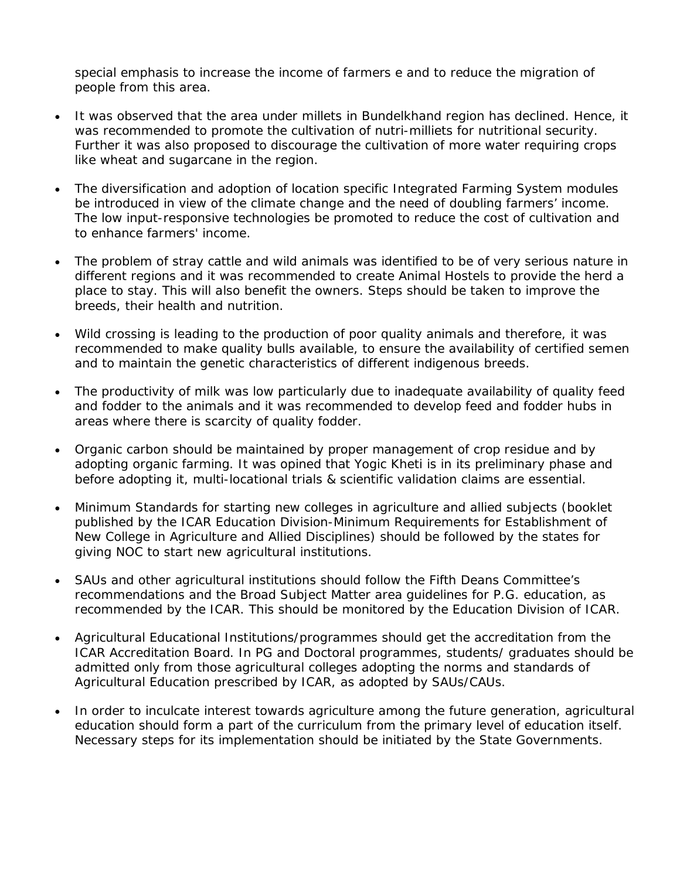special emphasis to increase the income of farmers e and to reduce the migration of people from this area.

- It was observed that the area under millets in Bundelkhand region has declined. Hence, it was recommended to promote the cultivation of nutri-milliets for nutritional security. Further it was also proposed to discourage the cultivation of more water requiring crops like wheat and sugarcane in the region.

- The diversification and adoption of location specific Integrated Farming System modules be introduced in view of the climate change and the need of doubling farmers' income. The low input-responsive technologies be promoted to reduce the cost of cultivation and to enhance farmers' income.

- The problem of stray cattle and wild animals was identified to be of very serious nature in different regions and it was recommended to create Animal Hostels to provide the herd a place to stay. This will also benefit the owners. Steps should be taken to improve the breeds, their health and nutrition.

- Wild crossing is leading to the production of poor quality animals and therefore, it was recommended to make quality bulls available, to ensure the availability of certified semen and to maintain the genetic characteristics of different indigenous breeds.

- The productivity of milk was low particularly due to inadequate availability of quality feed and fodder to the animals and it was recommended to develop feed and fodder hubs in areas where there is scarcity of quality fodder.

- Organic carbon should be maintained by proper management of crop residue and by adopting organic farming. It was opined that Yogic Kheti is in its preliminary phase and before adopting it, multi-locational trials & scientific validation claims are essential.

- Minimum Standards for starting new colleges in agriculture and allied subjects (booklet published by the ICAR Education Division-Minimum Requirements for Establishment of New College in Agriculture and Allied Disciplines) should be followed by the states for giving NOC to start new agricultural institutions.

- SAUs and other agricultural institutions should follow the Fifth Deans Committee's recommendations and the Broad Subject Matter area guidelines for P.G. education, as recommended by the ICAR. This should be monitored by the Education Division of ICAR.

- Agricultural Educational Institutions/programmes should get the accreditation from the ICAR Accreditation Board. In PG and Doctoral programmes, students/ graduates should be admitted only from those agricultural colleges adopting the norms and standards of Agricultural Education prescribed by ICAR, as adopted by SAUs/CAUs.

- In order to inculcate interest towards agriculture among the future generation, agricultural education should form a part of the curriculum from the primary level of education itself. Necessary steps for its implementation should be initiated by the State Governments.